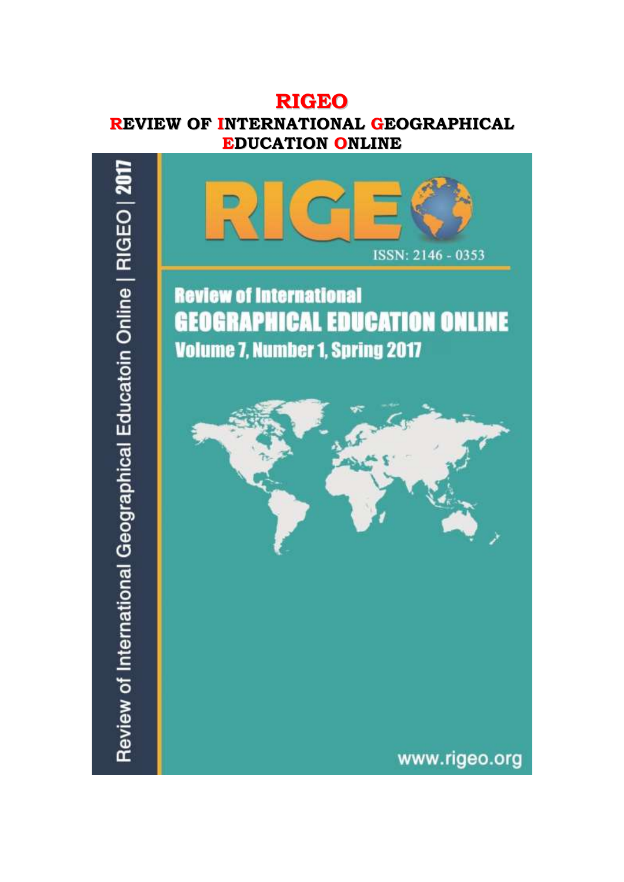# RIGEO

## REVIEW OF INTERNATIONAL GEOGRAPHICAL EDUCATION ONLINE

Review of International Geographical Educatoin Online | RIGEO | 2017

RIGEO

ISSN: 2146 - 0353

**Review of International**

**GEOGRAPHICAL EDUCATION ONLINE**

**Volume 7, Number 1, Spring 2017**

www.rigeo.org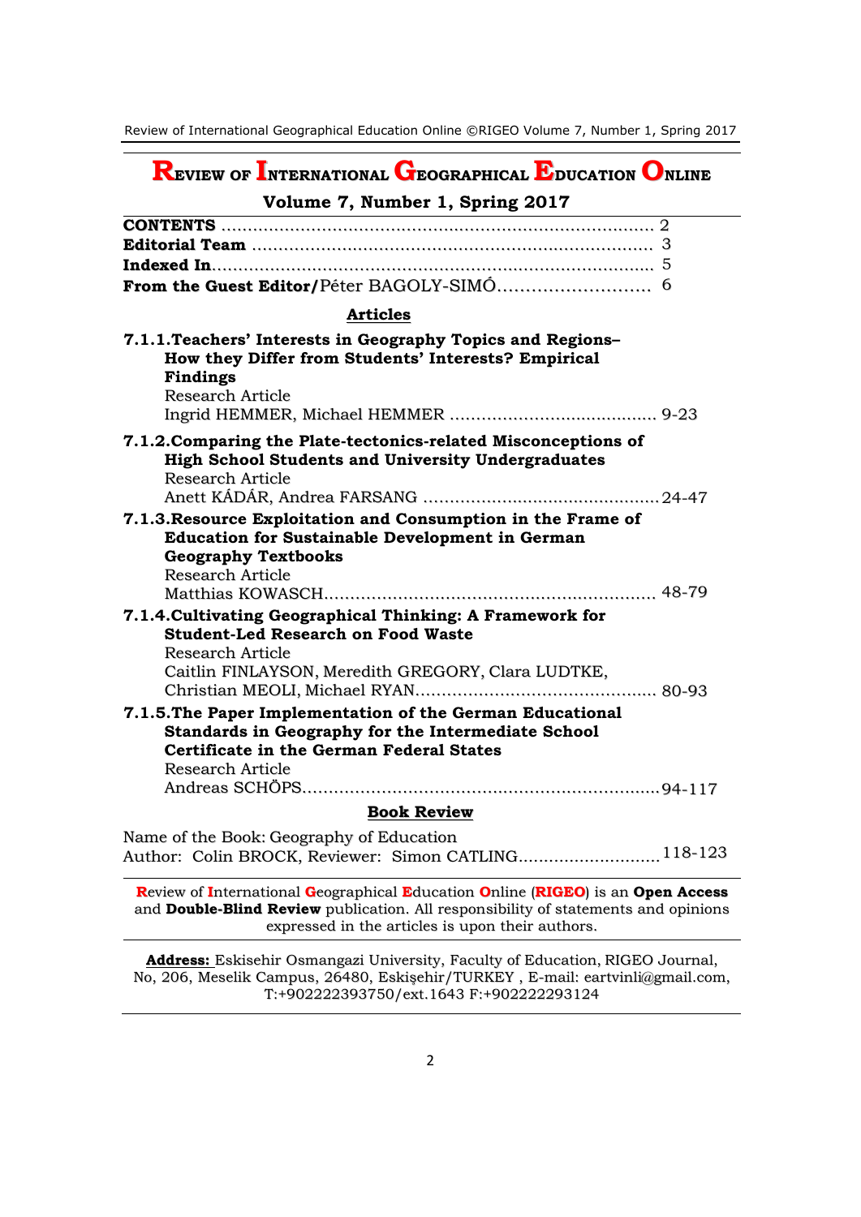# Review of International Geographical Education Online

## Volume 7, Number 1, Spring 2017

**CONTENTS** .................................................................................. 2

**Editorial Team** ............................................................................ 3

**Indexed In**.................................................................................... 5

**From the Guest Editor/**Péter BAGOLY-SIMÓ............................ 6

### Articles

**7.1.1.Teachers' Interests in Geography Topics and Regions– How they Differ from Students' Interests? Empirical Findings**
Research Article
Ingrid HEMMER, Michael HEMMER ........................................ 9-23

**7.1.2.Comparing the Plate-tectonics-related Misconceptions of High School Students and University Undergraduates**
Research Article
Anett KÁDÁR, Andrea FARSANG ..............................................24-47

**7.1.3.Resource Exploitation and Consumption in the Frame of Education for Sustainable Development in German Geography Textbooks**
Research Article
Matthias KOWASCH............................................................... 48-79

**7.1.4.Cultivating Geographical Thinking: A Framework for Student-Led Research on Food Waste**
Research Article
Caitlin FINLAYSON, Meredith GREGORY, Clara LUDTKE, Christian MEOLI, Michael RYAN.............................................. 80-93

**7.1.5.The Paper Implementation of the German Educational Standards in Geography for the Intermediate School Certificate in the German Federal States**
Research Article
Andreas SCHÖPS....................................................................94-117

### Book Review

Name of the Book: Geography of Education
Author: Colin BROCK, Reviewer: Simon CATLING............................118-123

---

Review of International Geographical Education Online (RIGEO) is an **Open Access** and **Double-Blind Review** publication. All responsibility of statements and opinions expressed in the articles is upon their authors.

---

**Address:** Eskisehir Osmangazi University, Faculty of Education, RIGEO Journal, No, 206, Meselik Campus, 26480, Eskişehir/TURKEY , E-mail: eartvinli@gmail.com, T:+902222393750/ext.1643 F:+902222293124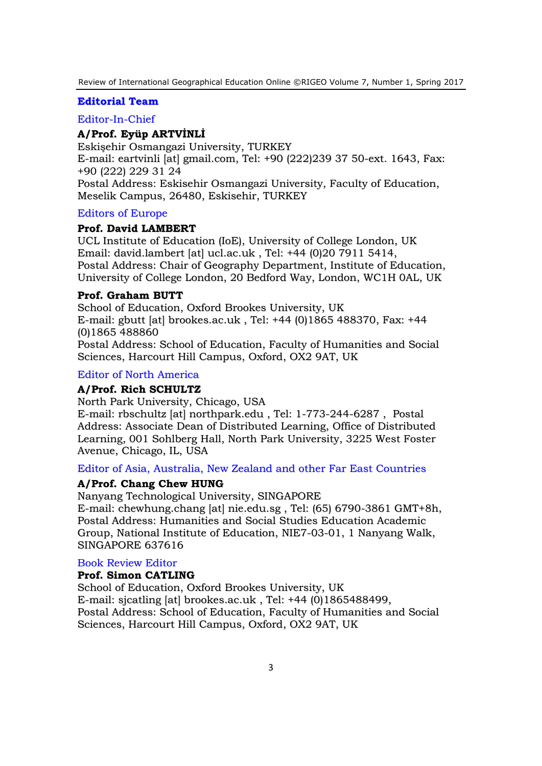## Editorial Team

### Editor-In-Chief

**A/Prof. Eyüp ARTVİNLİ**
Eskişehir Osmangazi University, TURKEY
E-mail: eartvinli [at] gmail.com, Tel: +90 (222)239 37 50-ext. 1643, Fax: +90 (222) 229 31 24
Postal Address: Eskisehir Osmangazi University, Faculty of Education, Meselik Campus, 26480, Eskisehir, TURKEY

### Editors of Europe

**Prof. David LAMBERT**
UCL Institute of Education (IoE), University of College London, UK
Email: david.lambert [at] ucl.ac.uk , Tel: +44 (0)20 7911 5414,
Postal Address: Chair of Geography Department, Institute of Education, University of College London, 20 Bedford Way, London, WC1H 0AL, UK

**Prof. Graham BUTT**
School of Education, Oxford Brookes University, UK
E-mail: gbutt [at] brookes.ac.uk , Tel: +44 (0)1865 488370, Fax: +44 (0)1865 488860
Postal Address: School of Education, Faculty of Humanities and Social Sciences, Harcourt Hill Campus, Oxford, OX2 9AT, UK

### Editor of North America

**A/Prof. Rich SCHULTZ**
North Park University, Chicago, USA
E-mail: rbschultz [at] northpark.edu , Tel: 1-773-244-6287 , Postal Address: Associate Dean of Distributed Learning, Office of Distributed Learning, 001 Sohlberg Hall, North Park University, 3225 West Foster Avenue, Chicago, IL, USA

### Editor of Asia, Australia, New Zealand and other Far East Countries

**A/Prof. Chang Chew HUNG**
Nanyang Technological University, SINGAPORE
E-mail: chewhung.chang [at] nie.edu.sg , Tel: (65) 6790-3861 GMT+8h, Postal Address: Humanities and Social Studies Education Academic Group, National Institute of Education, NIE7-03-01, 1 Nanyang Walk, SINGAPORE 637616

### Book Review Editor

**Prof. Simon CATLING**
School of Education, Oxford Brookes University, UK
E-mail: sjcatling [at] brookes.ac.uk , Tel: +44 (0)1865488499,
Postal Address: School of Education, Faculty of Humanities and Social Sciences, Harcourt Hill Campus, Oxford, OX2 9AT, UK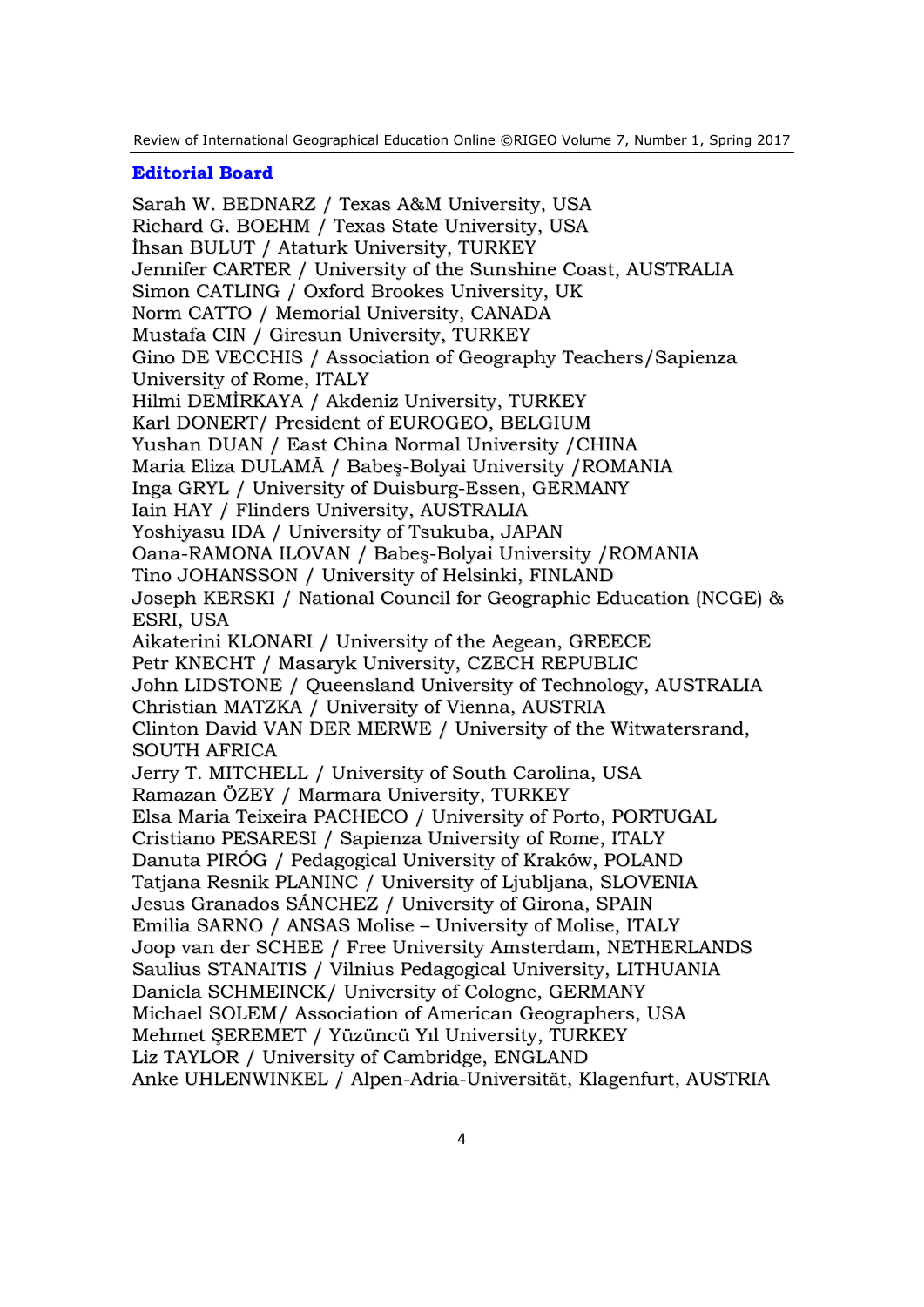## Editorial Board

Sarah W. BEDNARZ / Texas A&M University, USA
Richard G. BOEHM / Texas State University, USA
İhsan BULUT / Ataturk University, TURKEY
Jennifer CARTER / University of the Sunshine Coast, AUSTRALIA
Simon CATLING / Oxford Brookes University, UK
Norm CATTO / Memorial University, CANADA
Mustafa CIN / Giresun University, TURKEY
Gino DE VECCHIS / Association of Geography Teachers/Sapienza University of Rome, ITALY
Hilmi DEMİRKAYA / Akdeniz University, TURKEY
Karl DONERT/ President of EUROGEO, BELGIUM
Yushan DUAN / East China Normal University /CHINA
Maria Eliza DULAMĂ / Babeş-Bolyai University /ROMANIA
Inga GRYL / University of Duisburg-Essen, GERMANY
Iain HAY / Flinders University, AUSTRALIA
Yoshiyasu IDA / University of Tsukuba, JAPAN
Oana-RAMONA ILOVAN / Babeş-Bolyai University /ROMANIA
Tino JOHANSSON / University of Helsinki, FINLAND
Joseph KERSKI / National Council for Geographic Education (NCGE) & ESRI, USA
Aikaterini KLONARI / University of the Aegean, GREECE
Petr KNECHT / Masaryk University, CZECH REPUBLIC
John LIDSTONE / Queensland University of Technology, AUSTRALIA
Christian MATZKA / University of Vienna, AUSTRIA
Clinton David VAN DER MERWE / University of the Witwatersrand, SOUTH AFRICA
Jerry T. MITCHELL / University of South Carolina, USA
Ramazan ÖZEY / Marmara University, TURKEY
Elsa Maria Teixeira PACHECO / University of Porto, PORTUGAL
Cristiano PESARESI / Sapienza University of Rome, ITALY
Danuta PIRÓG / Pedagogical University of Kraków, POLAND
Tatjana Resnik PLANINC / University of Ljubljana, SLOVENIA
Jesus Granados SÁNCHEZ / University of Girona, SPAIN
Emilia SARNO / ANSAS Molise – University of Molise, ITALY
Joop van der SCHEE / Free University Amsterdam, NETHERLANDS
Saulius STANAITIS / Vilnius Pedagogical University, LITHUANIA
Daniela SCHMEINCK/ University of Cologne, GERMANY
Michael SOLEM/ Association of American Geographers, USA
Mehmet ŞEREMET / Yüzüncü Yıl University, TURKEY
Liz TAYLOR / University of Cambridge, ENGLAND
Anke UHLENWINKEL / Alpen-Adria-Universität, Klagenfurt, AUSTRIA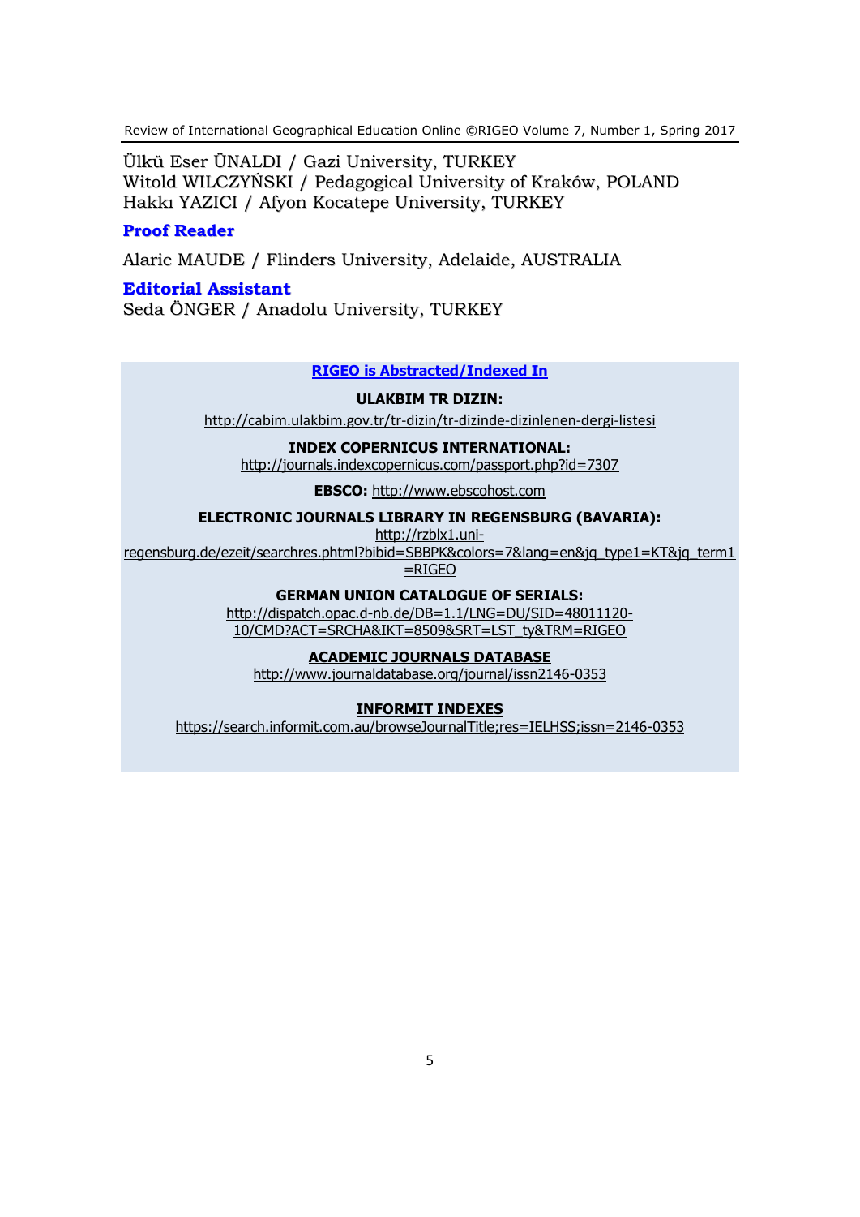Ülkü Eser ÜNALDI / Gazi University, TURKEY
Witold WILCZYŃSKI / Pedagogical University of Kraków, POLAND
Hakkı YAZICI / Afyon Kocatepe University, TURKEY

### Proof Reader

Alaric MAUDE / Flinders University, Adelaide, AUSTRALIA

### Editorial Assistant

Seda ÖNGER / Anadolu University, TURKEY

## RIGEO is Abstracted/Indexed In

**ULAKBIM TR DIZIN:**
http://cabim.ulakbim.gov.tr/tr-dizin/tr-dizinde-dizinlenen-dergi-listesi

**INDEX COPERNICUS INTERNATIONAL:**
http://journals.indexcopernicus.com/passport.php?id=7307

**EBSCO:** http://www.ebscohost.com

**ELECTRONIC JOURNALS LIBRARY IN REGENSBURG (BAVARIA):**
http://rzblx1.uni-regensburg.de/ezeit/searchres.phtml?bibid=SBBPK&colors=7&lang=en&jq_type1=KT&jq_term1=RIGEO

**GERMAN UNION CATALOGUE OF SERIALS:**
http://dispatch.opac.d-nb.de/DB=1.1/LNG=DU/SID=48011120-10/CMD?ACT=SRCHA&IKT=8509&SRT=LST_ty&TRM=RIGEO

**ACADEMIC JOURNALS DATABASE**
http://www.journaldatabase.org/journal/issn2146-0353

**INFORMIT INDEXES**
https://search.informit.com.au/browseJournalTitle;res=IELHSS;issn=2146-0353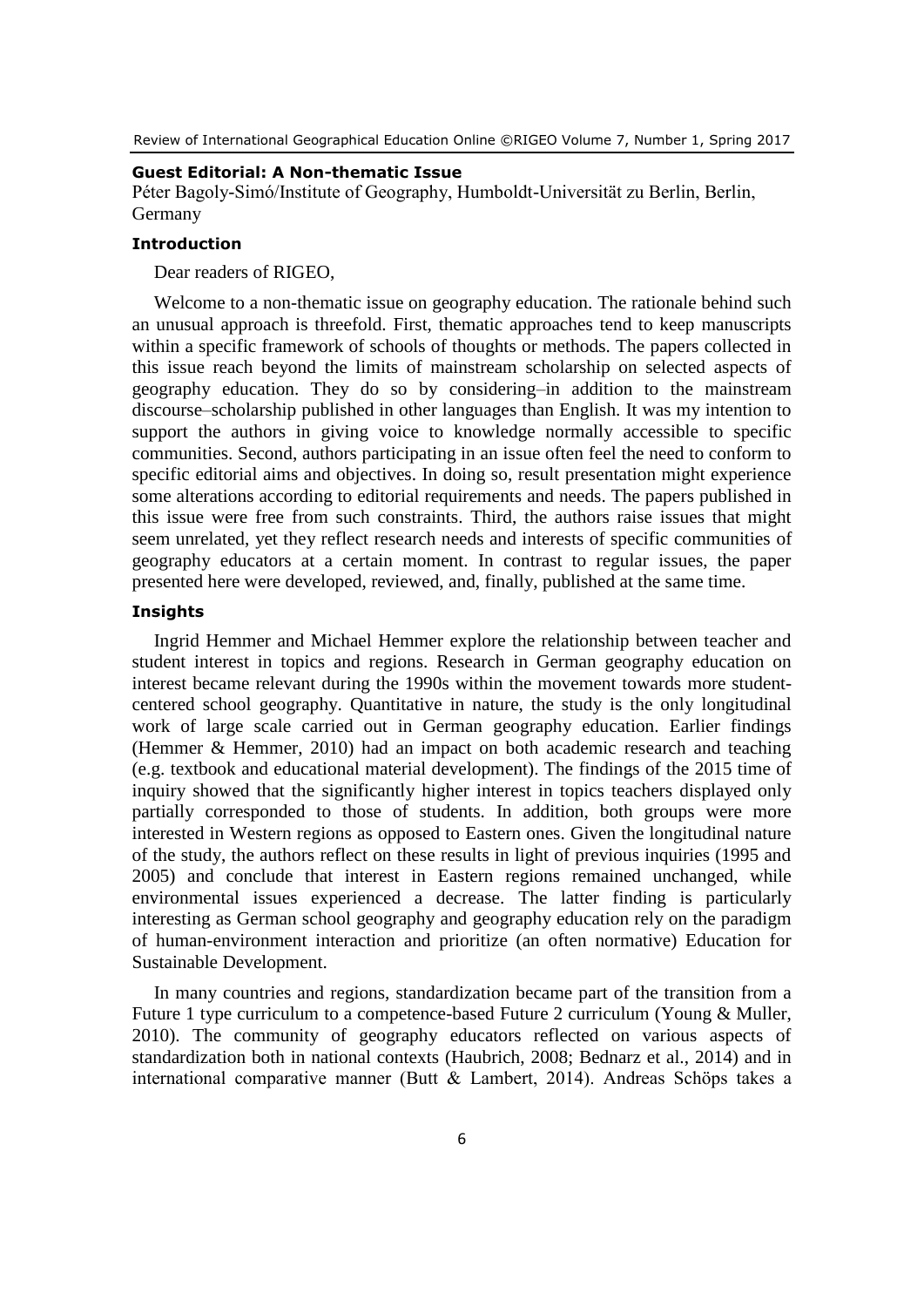## Guest Editorial: A Non-thematic Issue

Péter Bagoly-Simó/Institute of Geography, Humboldt-Universität zu Berlin, Berlin, Germany

### Introduction

Dear readers of RIGEO,

Welcome to a non-thematic issue on geography education. The rationale behind such an unusual approach is threefold. First, thematic approaches tend to keep manuscripts within a specific framework of schools of thoughts or methods. The papers collected in this issue reach beyond the limits of mainstream scholarship on selected aspects of geography education. They do so by considering–in addition to the mainstream discourse–scholarship published in other languages than English. It was my intention to support the authors in giving voice to knowledge normally accessible to specific communities. Second, authors participating in an issue often feel the need to conform to specific editorial aims and objectives. In doing so, result presentation might experience some alterations according to editorial requirements and needs. The papers published in this issue were free from such constraints. Third, the authors raise issues that might seem unrelated, yet they reflect research needs and interests of specific communities of geography educators at a certain moment. In contrast to regular issues, the paper presented here were developed, reviewed, and, finally, published at the same time.

### Insights

Ingrid Hemmer and Michael Hemmer explore the relationship between teacher and student interest in topics and regions. Research in German geography education on interest became relevant during the 1990s within the movement towards more student-centered school geography. Quantitative in nature, the study is the only longitudinal work of large scale carried out in German geography education. Earlier findings (Hemmer & Hemmer, 2010) had an impact on both academic research and teaching (e.g. textbook and educational material development). The findings of the 2015 time of inquiry showed that the significantly higher interest in topics teachers displayed only partially corresponded to those of students. In addition, both groups were more interested in Western regions as opposed to Eastern ones. Given the longitudinal nature of the study, the authors reflect on these results in light of previous inquiries (1995 and 2005) and conclude that interest in Eastern regions remained unchanged, while environmental issues experienced a decrease. The latter finding is particularly interesting as German school geography and geography education rely on the paradigm of human-environment interaction and prioritize (an often normative) Education for Sustainable Development.

In many countries and regions, standardization became part of the transition from a Future 1 type curriculum to a competence-based Future 2 curriculum (Young & Muller, 2010). The community of geography educators reflected on various aspects of standardization both in national contexts (Haubrich, 2008; Bednarz et al., 2014) and in international comparative manner (Butt & Lambert, 2014). Andreas Schöps takes a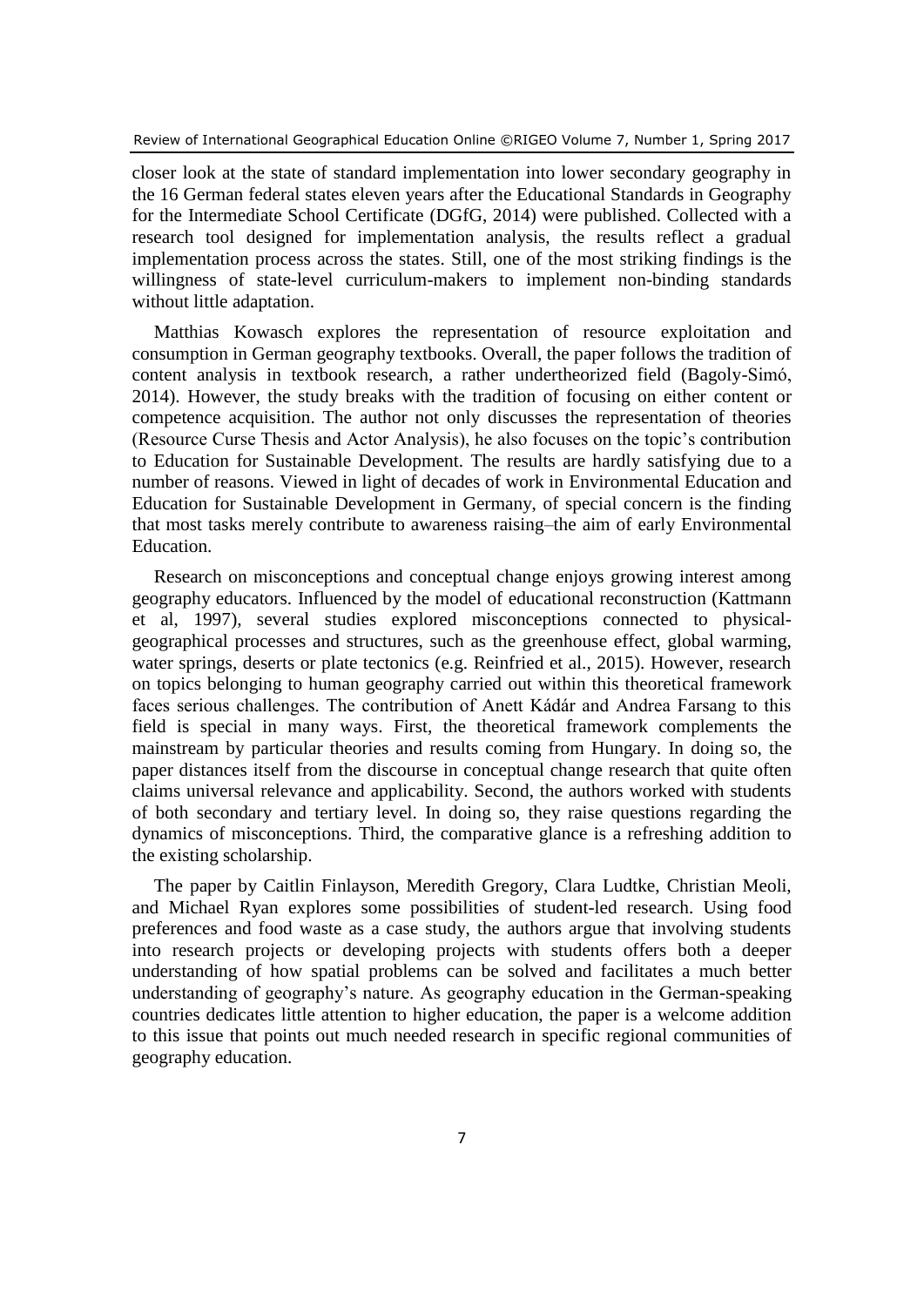closer look at the state of standard implementation into lower secondary geography in the 16 German federal states eleven years after the Educational Standards in Geography for the Intermediate School Certificate (DGfG, 2014) were published. Collected with a research tool designed for implementation analysis, the results reflect a gradual implementation process across the states. Still, one of the most striking findings is the willingness of state-level curriculum-makers to implement non-binding standards without little adaptation.

Matthias Kowasch explores the representation of resource exploitation and consumption in German geography textbooks. Overall, the paper follows the tradition of content analysis in textbook research, a rather undertheorized field (Bagoly-Simó, 2014). However, the study breaks with the tradition of focusing on either content or competence acquisition. The author not only discusses the representation of theories (Resource Curse Thesis and Actor Analysis), he also focuses on the topic's contribution to Education for Sustainable Development. The results are hardly satisfying due to a number of reasons. Viewed in light of decades of work in Environmental Education and Education for Sustainable Development in Germany, of special concern is the finding that most tasks merely contribute to awareness raising–the aim of early Environmental Education.

Research on misconceptions and conceptual change enjoys growing interest among geography educators. Influenced by the model of educational reconstruction (Kattmann et al, 1997), several studies explored misconceptions connected to physical-geographical processes and structures, such as the greenhouse effect, global warming, water springs, deserts or plate tectonics (e.g. Reinfried et al., 2015). However, research on topics belonging to human geography carried out within this theoretical framework faces serious challenges. The contribution of Anett Kádár and Andrea Farsang to this field is special in many ways. First, the theoretical framework complements the mainstream by particular theories and results coming from Hungary. In doing so, the paper distances itself from the discourse in conceptual change research that quite often claims universal relevance and applicability. Second, the authors worked with students of both secondary and tertiary level. In doing so, they raise questions regarding the dynamics of misconceptions. Third, the comparative glance is a refreshing addition to the existing scholarship.

The paper by Caitlin Finlayson, Meredith Gregory, Clara Ludtke, Christian Meoli, and Michael Ryan explores some possibilities of student-led research. Using food preferences and food waste as a case study, the authors argue that involving students into research projects or developing projects with students offers both a deeper understanding of how spatial problems can be solved and facilitates a much better understanding of geography's nature. As geography education in the German-speaking countries dedicates little attention to higher education, the paper is a welcome addition to this issue that points out much needed research in specific regional communities of geography education.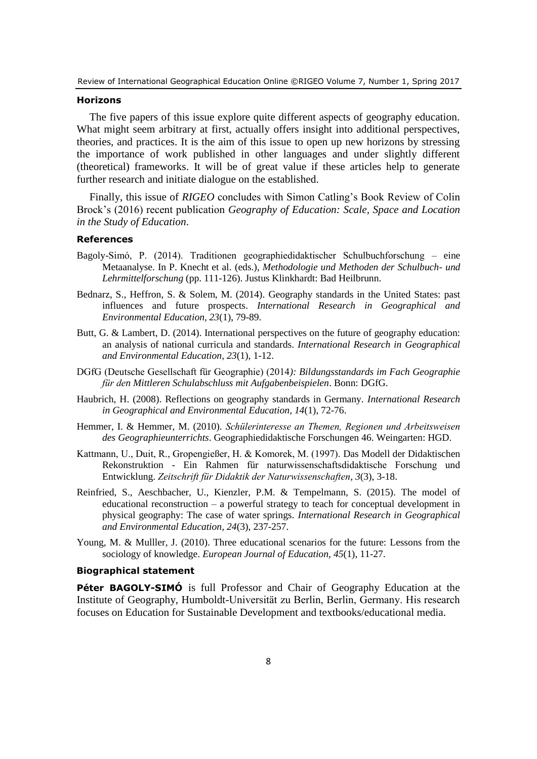### Horizons

The five papers of this issue explore quite different aspects of geography education. What might seem arbitrary at first, actually offers insight into additional perspectives, theories, and practices. It is the aim of this issue to open up new horizons by stressing the importance of work published in other languages and under slightly different (theoretical) frameworks. It will be of great value if these articles help to generate further research and initiate dialogue on the established.

Finally, this issue of *RIGEO* concludes with Simon Catling's Book Review of Colin Brock's (2016) recent publication *Geography of Education: Scale, Space and Location in the Study of Education*.

### References

Bagoly-Simó, P. (2014). Traditionen geographiedidaktischer Schulbuchforschung – eine Metaanalyse. In P. Knecht et al. (eds.), *Methodologie und Methoden der Schulbuch- und Lehrmittelforschung* (pp. 111-126). Justus Klinkhardt: Bad Heilbrunn.

Bednarz, S., Heffron, S. & Solem, M. (2014). Geography standards in the United States: past influences and future prospects. *International Research in Geographical and Environmental Education, 23*(1), 79-89.

Butt, G. & Lambert, D. (2014). International perspectives on the future of geography education: an analysis of national curricula and standards. *International Research in Geographical and Environmental Education, 23*(1), 1-12.

DGfG (Deutsche Gesellschaft für Geographie) (2014*): Bildungsstandards im Fach Geographie für den Mittleren Schulabschluss mit Aufgabenbeispielen*. Bonn: DGfG.

Haubrich, H. (2008). Reflections on geography standards in Germany. *International Research in Geographical and Environmental Education, 14*(1), 72-76.

Hemmer, I. & Hemmer, M. (2010). *Schülerinteresse an Themen, Regionen und Arbeitsweisen des Geographieunterrichts*. Geographiedidaktische Forschungen 46. Weingarten: HGD.

Kattmann, U., Duit, R., Gropengießer, H. & Komorek, M. (1997). Das Modell der Didaktischen Rekonstruktion - Ein Rahmen für naturwissenschaftsdidaktische Forschung und Entwicklung. *Zeitschrift für Didaktik der Naturwissenschaften*, *3*(3), 3-18.

Reinfried, S., Aeschbacher, U., Kienzler, P.M. & Tempelmann, S. (2015). The model of educational reconstruction – a powerful strategy to teach for conceptual development in physical geography: The case of water springs. *International Research in Geographical and Environmental Education, 24*(3), 237-257.

Young, M. & Mulller, J. (2010). Three educational scenarios for the future: Lessons from the sociology of knowledge. *European Journal of Education*, *45*(1), 11-27.

### Biographical statement

**Péter BAGOLY-SIMÓ** is full Professor and Chair of Geography Education at the Institute of Geography, Humboldt-Universität zu Berlin, Berlin, Germany. His research focuses on Education for Sustainable Development and textbooks/educational media.